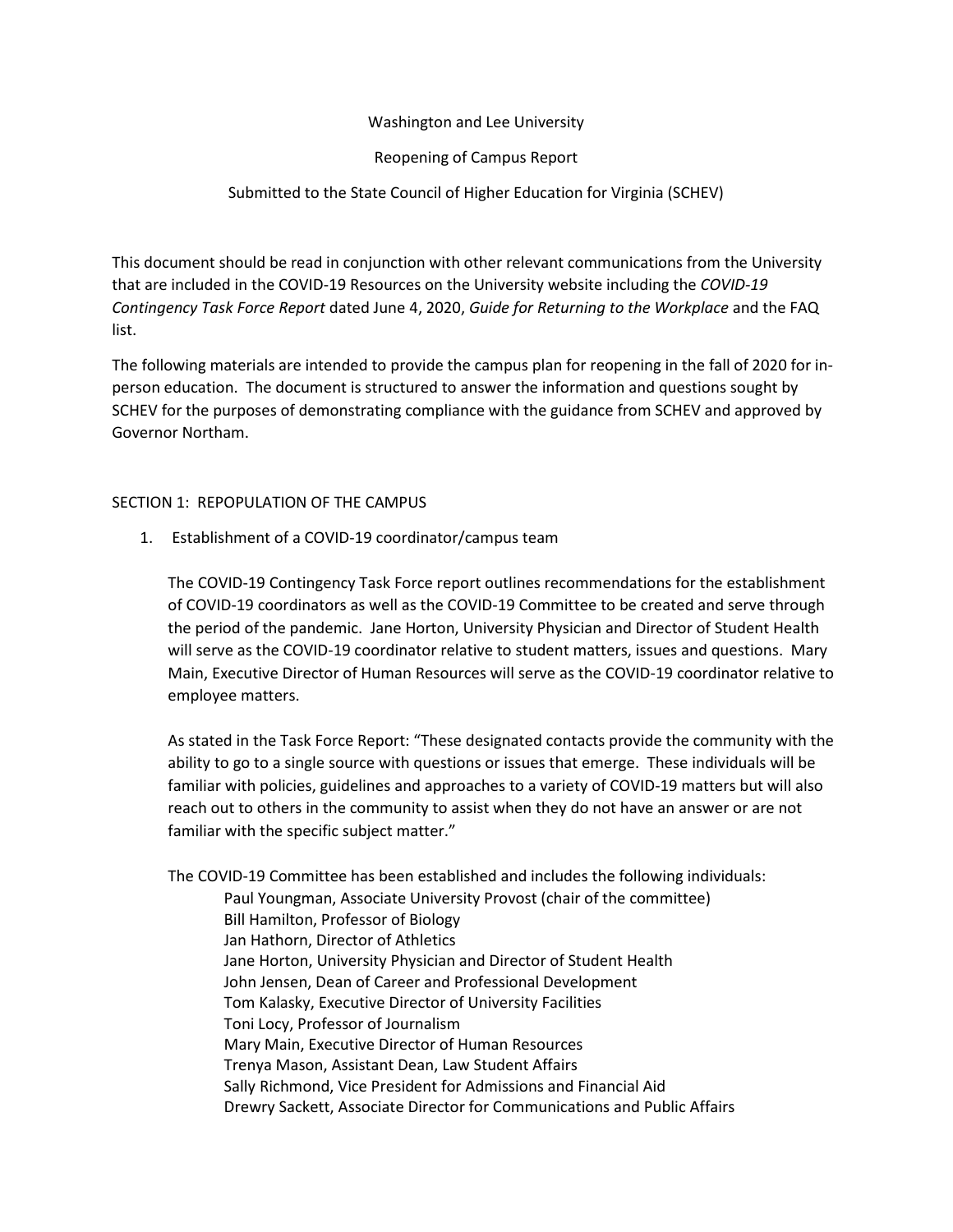Washington and Lee University

Reopening of Campus Report

Submitted to the State Council of Higher Education for Virginia (SCHEV)

This document should be read in conjunction with other relevant communications from the University that are included in the COVID-19 Resources on the University website including the *COVID-19 Contingency Task Force Report* dated June 4, 2020, *Guide for Returning to the Workplace* and the FAQ list.

The following materials are intended to provide the campus plan for reopening in the fall of 2020 for in-person education. The document is structured to answer the information and questions sought by SCHEV for the purposes of demonstrating compliance with the guidance from SCHEV and approved by Governor Northam.

## SECTION 1: REPOPULATION OF THE CAMPUS

1. Establishment of a COVID-19 coordinator/campus team

   The COVID-19 Contingency Task Force report outlines recommendations for the establishment of COVID-19 coordinators as well as the COVID-19 Committee to be created and serve through the period of the pandemic. Jane Horton, University Physician and Director of Student Health will serve as the COVID-19 coordinator relative to student matters, issues and questions. Mary Main, Executive Director of Human Resources will serve as the COVID-19 coordinator relative to employee matters.

   As stated in the Task Force Report: "These designated contacts provide the community with the ability to go to a single source with questions or issues that emerge. These individuals will be familiar with policies, guidelines and approaches to a variety of COVID-19 matters but will also reach out to others in the community to assist when they do not have an answer or are not familiar with the specific subject matter."

   The COVID-19 Committee has been established and includes the following individuals:

   - Paul Youngman, Associate University Provost (chair of the committee)
   - Bill Hamilton, Professor of Biology
   - Jan Hathorn, Director of Athletics
   - Jane Horton, University Physician and Director of Student Health
   - John Jensen, Dean of Career and Professional Development
   - Tom Kalasky, Executive Director of University Facilities
   - Toni Locy, Professor of Journalism
   - Mary Main, Executive Director of Human Resources
   - Trenya Mason, Assistant Dean, Law Student Affairs
   - Sally Richmond, Vice President for Admissions and Financial Aid
   - Drewry Sackett, Associate Director for Communications and Public Affairs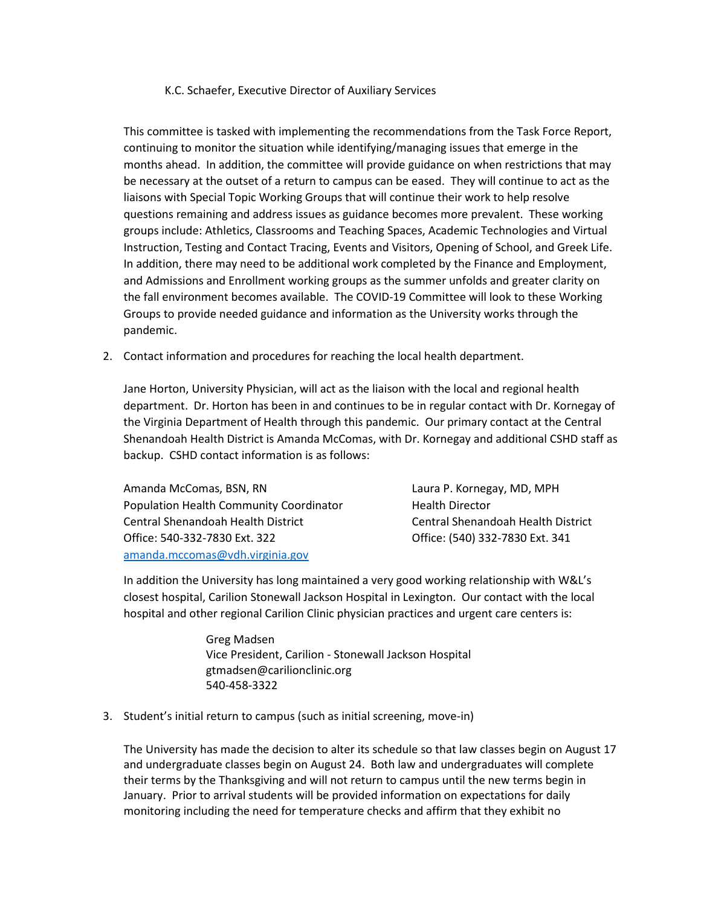K.C. Schaefer, Executive Director of Auxiliary Services

This committee is tasked with implementing the recommendations from the Task Force Report, continuing to monitor the situation while identifying/managing issues that emerge in the months ahead. In addition, the committee will provide guidance on when restrictions that may be necessary at the outset of a return to campus can be eased. They will continue to act as the liaisons with Special Topic Working Groups that will continue their work to help resolve questions remaining and address issues as guidance becomes more prevalent. These working groups include: Athletics, Classrooms and Teaching Spaces, Academic Technologies and Virtual Instruction, Testing and Contact Tracing, Events and Visitors, Opening of School, and Greek Life. In addition, there may need to be additional work completed by the Finance and Employment, and Admissions and Enrollment working groups as the summer unfolds and greater clarity on the fall environment becomes available. The COVID-19 Committee will look to these Working Groups to provide needed guidance and information as the University works through the pandemic.

2. Contact information and procedures for reaching the local health department.

   Jane Horton, University Physician, will act as the liaison with the local and regional health department. Dr. Horton has been in and continues to be in regular contact with Dr. Kornegay of the Virginia Department of Health through this pandemic. Our primary contact at the Central Shenandoah Health District is Amanda McComas, with Dr. Kornegay and additional CSHD staff as backup. CSHD contact information is as follows:

   Amanda McComas, BSN, RN
   Population Health Community Coordinator
   Central Shenandoah Health District
   Office: 540-332-7830 Ext. 322
   amanda.mccomas@vdh.virginia.gov

   Laura P. Kornegay, MD, MPH
   Health Director
   Central Shenandoah Health District
   Office: (540) 332-7830 Ext. 341

   In addition the University has long maintained a very good working relationship with W&L's closest hospital, Carilion Stonewall Jackson Hospital in Lexington. Our contact with the local hospital and other regional Carilion Clinic physician practices and urgent care centers is:

   Greg Madsen
   Vice President, Carilion - Stonewall Jackson Hospital
   gtmadsen@carilionclinic.org
   540-458-3322

3. Student's initial return to campus (such as initial screening, move-in)

   The University has made the decision to alter its schedule so that law classes begin on August 17 and undergraduate classes begin on August 24. Both law and undergraduates will complete their terms by the Thanksgiving and will not return to campus until the new terms begin in January. Prior to arrival students will be provided information on expectations for daily monitoring including the need for temperature checks and affirm that they exhibit no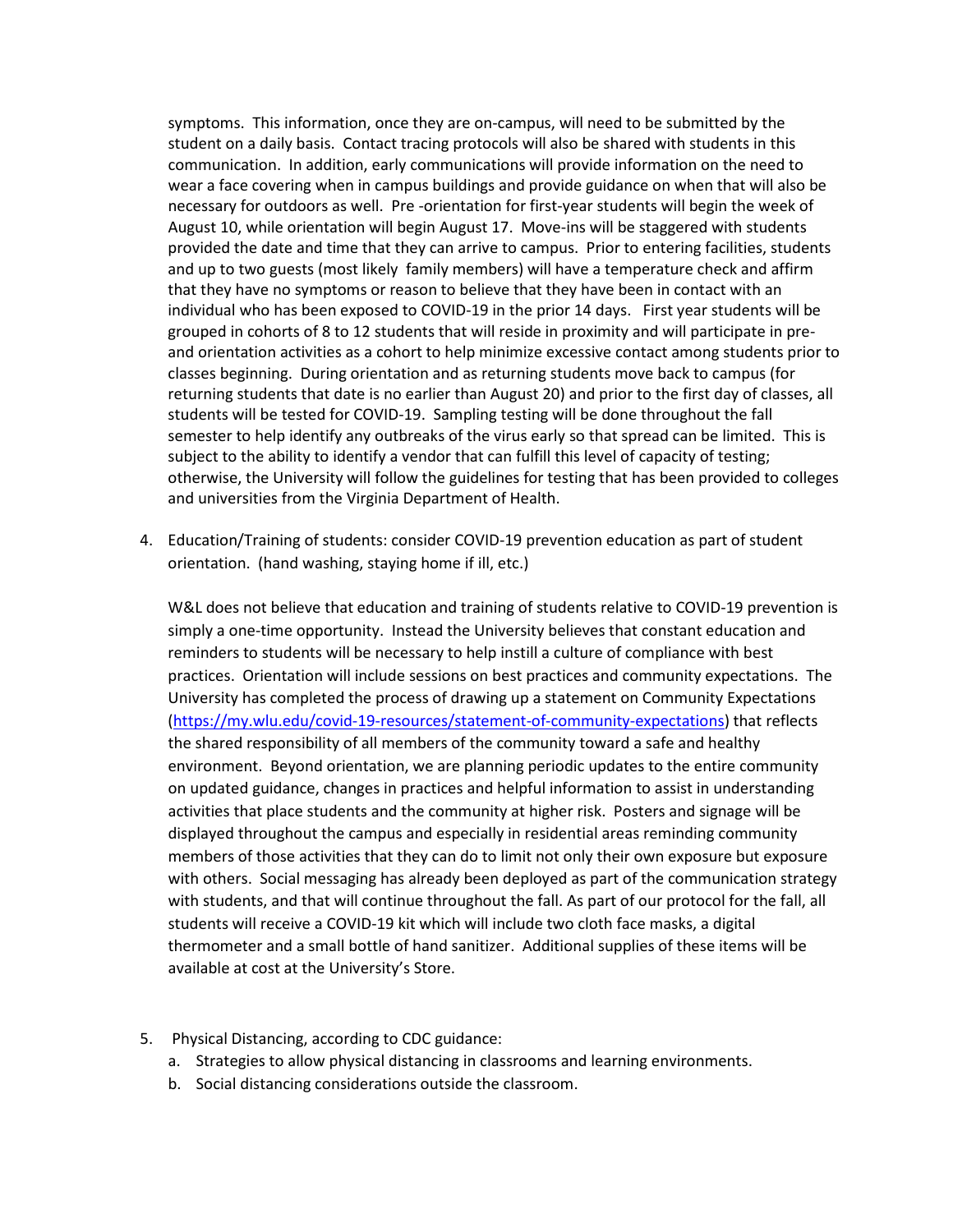symptoms. This information, once they are on-campus, will need to be submitted by the student on a daily basis. Contact tracing protocols will also be shared with students in this communication. In addition, early communications will provide information on the need to wear a face covering when in campus buildings and provide guidance on when that will also be necessary for outdoors as well. Pre -orientation for first-year students will begin the week of August 10, while orientation will begin August 17. Move-ins will be staggered with students provided the date and time that they can arrive to campus. Prior to entering facilities, students and up to two guests (most likely family members) will have a temperature check and affirm that they have no symptoms or reason to believe that they have been in contact with an individual who has been exposed to COVID-19 in the prior 14 days. First year students will be grouped in cohorts of 8 to 12 students that will reside in proximity and will participate in pre- and orientation activities as a cohort to help minimize excessive contact among students prior to classes beginning. During orientation and as returning students move back to campus (for returning students that date is no earlier than August 20) and prior to the first day of classes, all students will be tested for COVID-19. Sampling testing will be done throughout the fall semester to help identify any outbreaks of the virus early so that spread can be limited. This is subject to the ability to identify a vendor that can fulfill this level of capacity of testing; otherwise, the University will follow the guidelines for testing that has been provided to colleges and universities from the Virginia Department of Health.

4. Education/Training of students: consider COVID-19 prevention education as part of student orientation. (hand washing, staying home if ill, etc.)

   W&L does not believe that education and training of students relative to COVID-19 prevention is simply a one-time opportunity. Instead the University believes that constant education and reminders to students will be necessary to help instill a culture of compliance with best practices. Orientation will include sessions on best practices and community expectations. The University has completed the process of drawing up a statement on Community Expectations (https://my.wlu.edu/covid-19-resources/statement-of-community-expectations) that reflects the shared responsibility of all members of the community toward a safe and healthy environment. Beyond orientation, we are planning periodic updates to the entire community on updated guidance, changes in practices and helpful information to assist in understanding activities that place students and the community at higher risk. Posters and signage will be displayed throughout the campus and especially in residential areas reminding community members of those activities that they can do to limit not only their own exposure but exposure with others. Social messaging has already been deployed as part of the communication strategy with students, and that will continue throughout the fall. As part of our protocol for the fall, all students will receive a COVID-19 kit which will include two cloth face masks, a digital thermometer and a small bottle of hand sanitizer. Additional supplies of these items will be available at cost at the University's Store.

5. Physical Distancing, according to CDC guidance:
   a. Strategies to allow physical distancing in classrooms and learning environments.
   b. Social distancing considerations outside the classroom.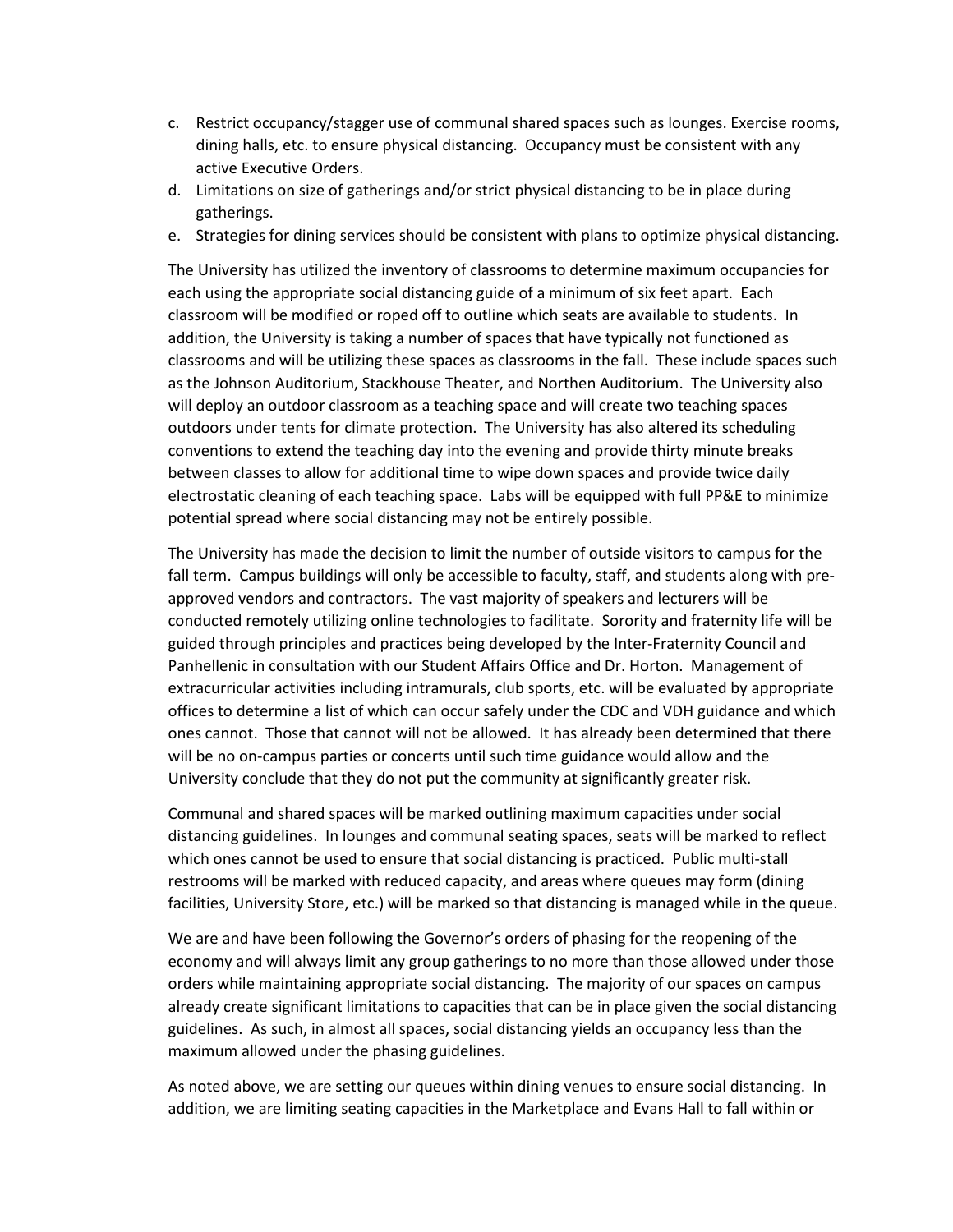c. Restrict occupancy/stagger use of communal shared spaces such as lounges. Exercise rooms, dining halls, etc. to ensure physical distancing. Occupancy must be consistent with any active Executive Orders.
d. Limitations on size of gatherings and/or strict physical distancing to be in place during gatherings.
e. Strategies for dining services should be consistent with plans to optimize physical distancing.

The University has utilized the inventory of classrooms to determine maximum occupancies for each using the appropriate social distancing guide of a minimum of six feet apart. Each classroom will be modified or roped off to outline which seats are available to students. In addition, the University is taking a number of spaces that have typically not functioned as classrooms and will be utilizing these spaces as classrooms in the fall. These include spaces such as the Johnson Auditorium, Stackhouse Theater, and Northen Auditorium. The University also will deploy an outdoor classroom as a teaching space and will create two teaching spaces outdoors under tents for climate protection. The University has also altered its scheduling conventions to extend the teaching day into the evening and provide thirty minute breaks between classes to allow for additional time to wipe down spaces and provide twice daily electrostatic cleaning of each teaching space. Labs will be equipped with full PP&E to minimize potential spread where social distancing may not be entirely possible.

The University has made the decision to limit the number of outside visitors to campus for the fall term. Campus buildings will only be accessible to faculty, staff, and students along with pre-approved vendors and contractors. The vast majority of speakers and lecturers will be conducted remotely utilizing online technologies to facilitate. Sorority and fraternity life will be guided through principles and practices being developed by the Inter-Fraternity Council and Panhellenic in consultation with our Student Affairs Office and Dr. Horton. Management of extracurricular activities including intramurals, club sports, etc. will be evaluated by appropriate offices to determine a list of which can occur safely under the CDC and VDH guidance and which ones cannot. Those that cannot will not be allowed. It has already been determined that there will be no on-campus parties or concerts until such time guidance would allow and the University conclude that they do not put the community at significantly greater risk.

Communal and shared spaces will be marked outlining maximum capacities under social distancing guidelines. In lounges and communal seating spaces, seats will be marked to reflect which ones cannot be used to ensure that social distancing is practiced. Public multi-stall restrooms will be marked with reduced capacity, and areas where queues may form (dining facilities, University Store, etc.) will be marked so that distancing is managed while in the queue.

We are and have been following the Governor's orders of phasing for the reopening of the economy and will always limit any group gatherings to no more than those allowed under those orders while maintaining appropriate social distancing. The majority of our spaces on campus already create significant limitations to capacities that can be in place given the social distancing guidelines. As such, in almost all spaces, social distancing yields an occupancy less than the maximum allowed under the phasing guidelines.

As noted above, we are setting our queues within dining venues to ensure social distancing. In addition, we are limiting seating capacities in the Marketplace and Evans Hall to fall within or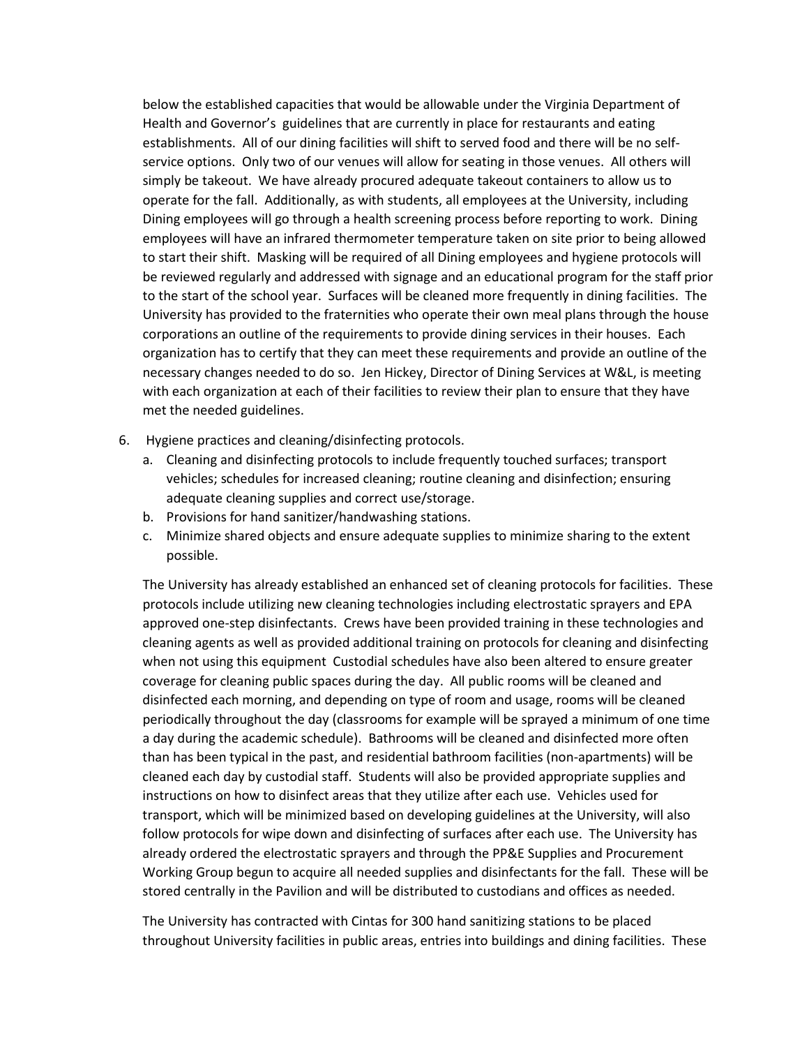below the established capacities that would be allowable under the Virginia Department of Health and Governor's guidelines that are currently in place for restaurants and eating establishments. All of our dining facilities will shift to served food and there will be no self-service options. Only two of our venues will allow for seating in those venues. All others will simply be takeout. We have already procured adequate takeout containers to allow us to operate for the fall. Additionally, as with students, all employees at the University, including Dining employees will go through a health screening process before reporting to work. Dining employees will have an infrared thermometer temperature taken on site prior to being allowed to start their shift. Masking will be required of all Dining employees and hygiene protocols will be reviewed regularly and addressed with signage and an educational program for the staff prior to the start of the school year. Surfaces will be cleaned more frequently in dining facilities. The University has provided to the fraternities who operate their own meal plans through the house corporations an outline of the requirements to provide dining services in their houses. Each organization has to certify that they can meet these requirements and provide an outline of the necessary changes needed to do so. Jen Hickey, Director of Dining Services at W&L, is meeting with each organization at each of their facilities to review their plan to ensure that they have met the needed guidelines.

6. Hygiene practices and cleaning/disinfecting protocols.
   a. Cleaning and disinfecting protocols to include frequently touched surfaces; transport vehicles; schedules for increased cleaning; routine cleaning and disinfection; ensuring adequate cleaning supplies and correct use/storage.
   b. Provisions for hand sanitizer/handwashing stations.
   c. Minimize shared objects and ensure adequate supplies to minimize sharing to the extent possible.

   The University has already established an enhanced set of cleaning protocols for facilities. These protocols include utilizing new cleaning technologies including electrostatic sprayers and EPA approved one-step disinfectants. Crews have been provided training in these technologies and cleaning agents as well as provided additional training on protocols for cleaning and disinfecting when not using this equipment Custodial schedules have also been altered to ensure greater coverage for cleaning public spaces during the day. All public rooms will be cleaned and disinfected each morning, and depending on type of room and usage, rooms will be cleaned periodically throughout the day (classrooms for example will be sprayed a minimum of one time a day during the academic schedule). Bathrooms will be cleaned and disinfected more often than has been typical in the past, and residential bathroom facilities (non-apartments) will be cleaned each day by custodial staff. Students will also be provided appropriate supplies and instructions on how to disinfect areas that they utilize after each use. Vehicles used for transport, which will be minimized based on developing guidelines at the University, will also follow protocols for wipe down and disinfecting of surfaces after each use. The University has already ordered the electrostatic sprayers and through the PP&E Supplies and Procurement Working Group begun to acquire all needed supplies and disinfectants for the fall. These will be stored centrally in the Pavilion and will be distributed to custodians and offices as needed.

   The University has contracted with Cintas for 300 hand sanitizing stations to be placed throughout University facilities in public areas, entries into buildings and dining facilities. These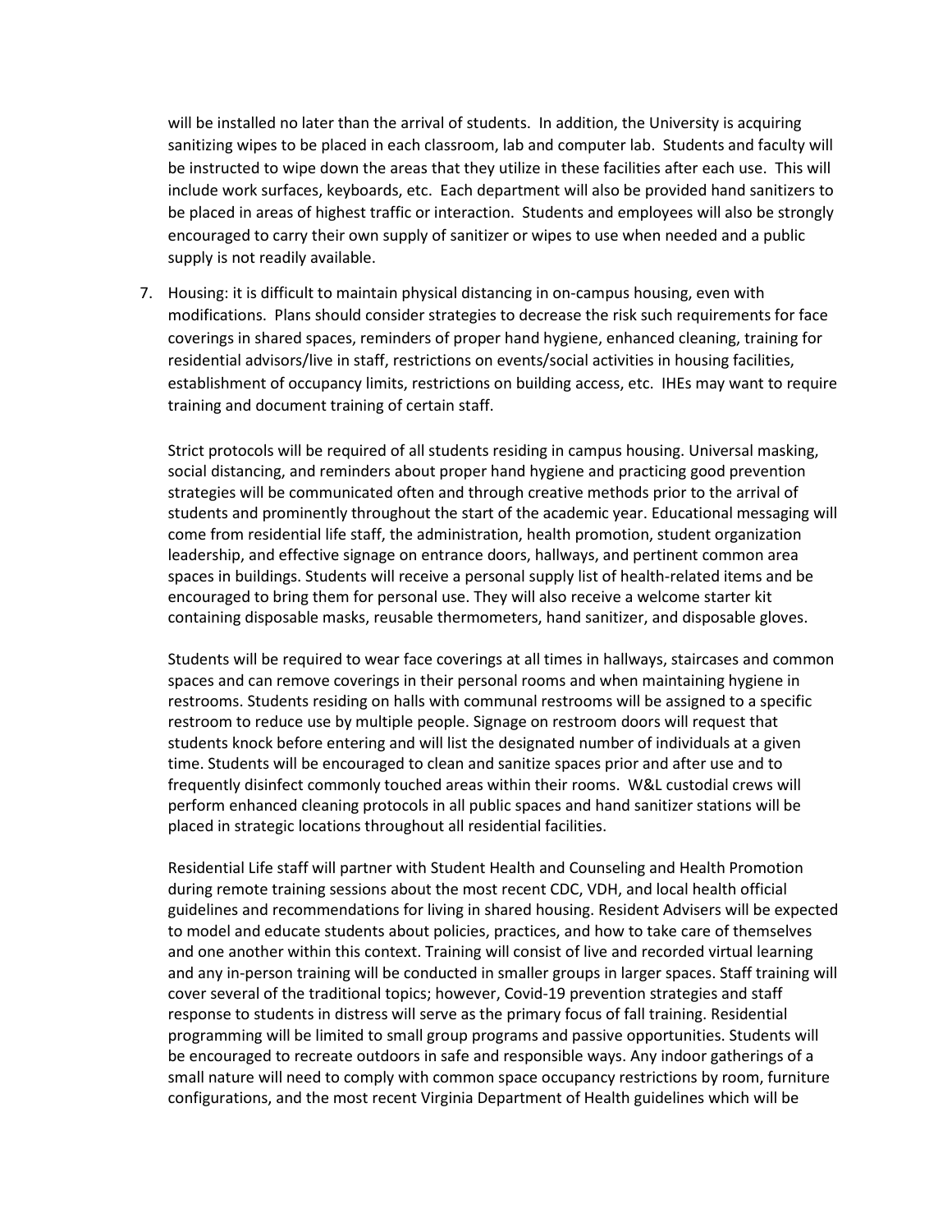will be installed no later than the arrival of students. In addition, the University is acquiring sanitizing wipes to be placed in each classroom, lab and computer lab. Students and faculty will be instructed to wipe down the areas that they utilize in these facilities after each use. This will include work surfaces, keyboards, etc. Each department will also be provided hand sanitizers to be placed in areas of highest traffic or interaction. Students and employees will also be strongly encouraged to carry their own supply of sanitizer or wipes to use when needed and a public supply is not readily available.

7. Housing: it is difficult to maintain physical distancing in on-campus housing, even with modifications. Plans should consider strategies to decrease the risk such requirements for face coverings in shared spaces, reminders of proper hand hygiene, enhanced cleaning, training for residential advisors/live in staff, restrictions on events/social activities in housing facilities, establishment of occupancy limits, restrictions on building access, etc. IHEs may want to require training and document training of certain staff.

   Strict protocols will be required of all students residing in campus housing. Universal masking, social distancing, and reminders about proper hand hygiene and practicing good prevention strategies will be communicated often and through creative methods prior to the arrival of students and prominently throughout the start of the academic year. Educational messaging will come from residential life staff, the administration, health promotion, student organization leadership, and effective signage on entrance doors, hallways, and pertinent common area spaces in buildings. Students will receive a personal supply list of health-related items and be encouraged to bring them for personal use. They will also receive a welcome starter kit containing disposable masks, reusable thermometers, hand sanitizer, and disposable gloves.

   Students will be required to wear face coverings at all times in hallways, staircases and common spaces and can remove coverings in their personal rooms and when maintaining hygiene in restrooms. Students residing on halls with communal restrooms will be assigned to a specific restroom to reduce use by multiple people. Signage on restroom doors will request that students knock before entering and will list the designated number of individuals at a given time. Students will be encouraged to clean and sanitize spaces prior and after use and to frequently disinfect commonly touched areas within their rooms. W&L custodial crews will perform enhanced cleaning protocols in all public spaces and hand sanitizer stations will be placed in strategic locations throughout all residential facilities.

   Residential Life staff will partner with Student Health and Counseling and Health Promotion during remote training sessions about the most recent CDC, VDH, and local health official guidelines and recommendations for living in shared housing. Resident Advisers will be expected to model and educate students about policies, practices, and how to take care of themselves and one another within this context. Training will consist of live and recorded virtual learning and any in-person training will be conducted in smaller groups in larger spaces. Staff training will cover several of the traditional topics; however, Covid-19 prevention strategies and staff response to students in distress will serve as the primary focus of fall training. Residential programming will be limited to small group programs and passive opportunities. Students will be encouraged to recreate outdoors in safe and responsible ways. Any indoor gatherings of a small nature will need to comply with common space occupancy restrictions by room, furniture configurations, and the most recent Virginia Department of Health guidelines which will be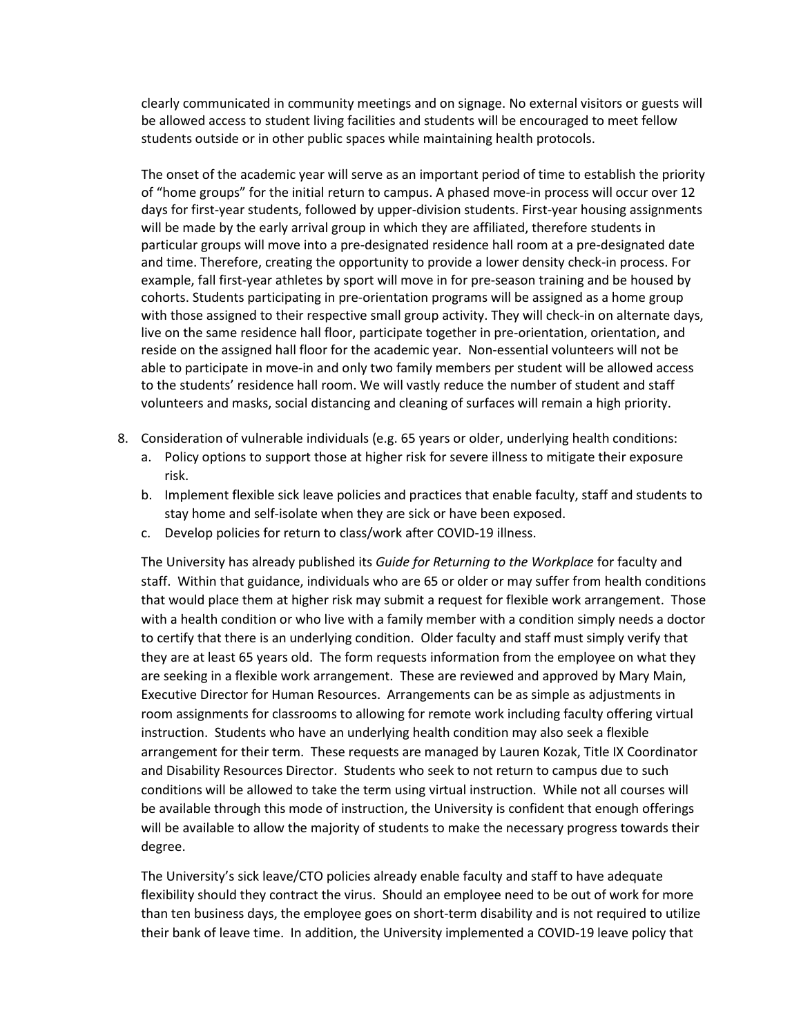clearly communicated in community meetings and on signage. No external visitors or guests will be allowed access to student living facilities and students will be encouraged to meet fellow students outside or in other public spaces while maintaining health protocols.

The onset of the academic year will serve as an important period of time to establish the priority of "home groups" for the initial return to campus. A phased move-in process will occur over 12 days for first-year students, followed by upper-division students. First-year housing assignments will be made by the early arrival group in which they are affiliated, therefore students in particular groups will move into a pre-designated residence hall room at a pre-designated date and time. Therefore, creating the opportunity to provide a lower density check-in process. For example, fall first-year athletes by sport will move in for pre-season training and be housed by cohorts. Students participating in pre-orientation programs will be assigned as a home group with those assigned to their respective small group activity. They will check-in on alternate days, live on the same residence hall floor, participate together in pre-orientation, orientation, and reside on the assigned hall floor for the academic year. Non-essential volunteers will not be able to participate in move-in and only two family members per student will be allowed access to the students' residence hall room. We will vastly reduce the number of student and staff volunteers and masks, social distancing and cleaning of surfaces will remain a high priority.

8. Consideration of vulnerable individuals (e.g. 65 years or older, underlying health conditions:
   a. Policy options to support those at higher risk for severe illness to mitigate their exposure risk.
   b. Implement flexible sick leave policies and practices that enable faculty, staff and students to stay home and self-isolate when they are sick or have been exposed.
   c. Develop policies for return to class/work after COVID-19 illness.

   The University has already published its *Guide for Returning to the Workplace* for faculty and staff. Within that guidance, individuals who are 65 or older or may suffer from health conditions that would place them at higher risk may submit a request for flexible work arrangement. Those with a health condition or who live with a family member with a condition simply needs a doctor to certify that there is an underlying condition. Older faculty and staff must simply verify that they are at least 65 years old. The form requests information from the employee on what they are seeking in a flexible work arrangement. These are reviewed and approved by Mary Main, Executive Director for Human Resources. Arrangements can be as simple as adjustments in room assignments for classrooms to allowing for remote work including faculty offering virtual instruction. Students who have an underlying health condition may also seek a flexible arrangement for their term. These requests are managed by Lauren Kozak, Title IX Coordinator and Disability Resources Director. Students who seek to not return to campus due to such conditions will be allowed to take the term using virtual instruction. While not all courses will be available through this mode of instruction, the University is confident that enough offerings will be available to allow the majority of students to make the necessary progress towards their degree.

   The University's sick leave/CTO policies already enable faculty and staff to have adequate flexibility should they contract the virus. Should an employee need to be out of work for more than ten business days, the employee goes on short-term disability and is not required to utilize their bank of leave time. In addition, the University implemented a COVID-19 leave policy that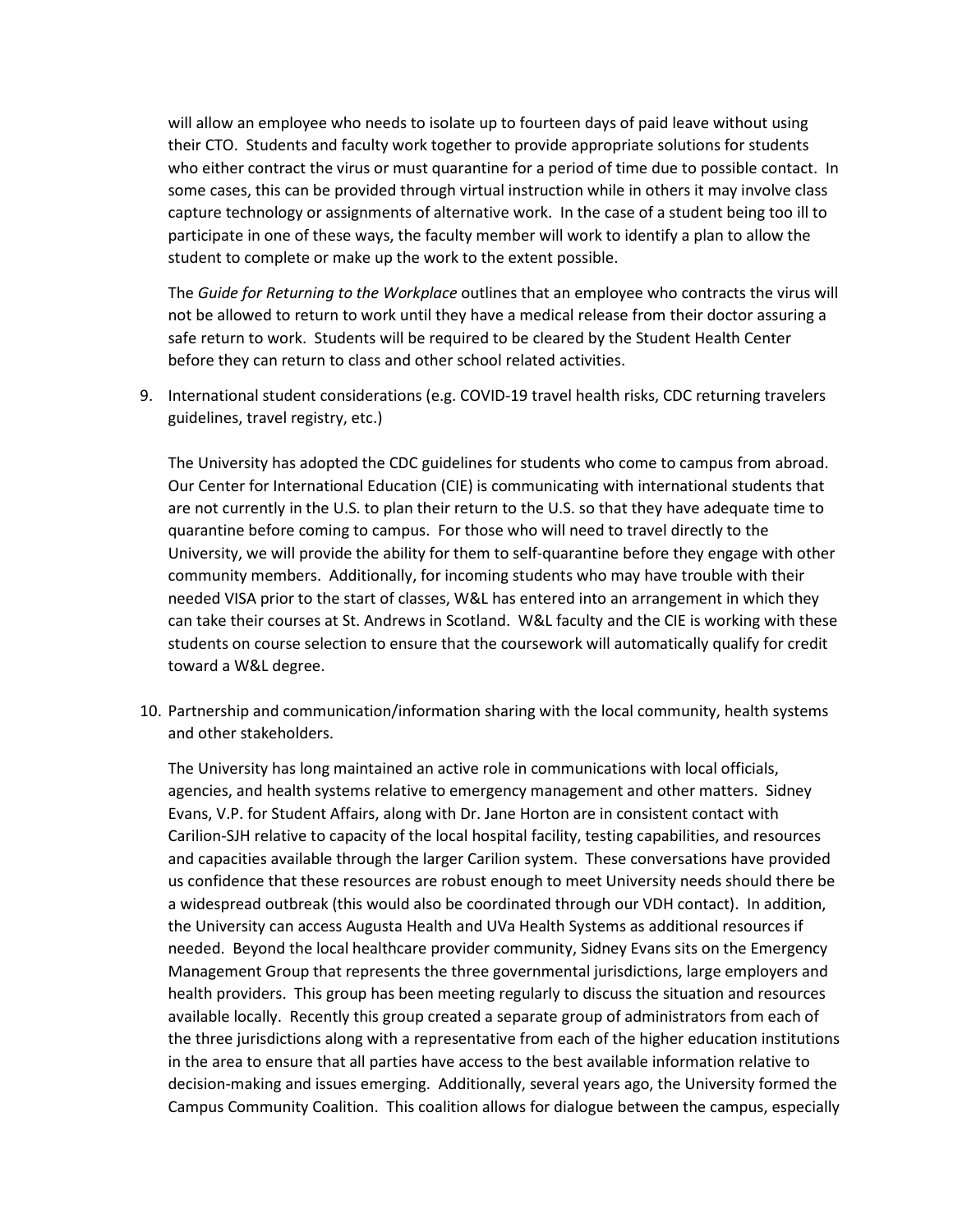will allow an employee who needs to isolate up to fourteen days of paid leave without using their CTO. Students and faculty work together to provide appropriate solutions for students who either contract the virus or must quarantine for a period of time due to possible contact. In some cases, this can be provided through virtual instruction while in others it may involve class capture technology or assignments of alternative work. In the case of a student being too ill to participate in one of these ways, the faculty member will work to identify a plan to allow the student to complete or make up the work to the extent possible.

The *Guide for Returning to the Workplace* outlines that an employee who contracts the virus will not be allowed to return to work until they have a medical release from their doctor assuring a safe return to work. Students will be required to be cleared by the Student Health Center before they can return to class and other school related activities.

9. International student considerations (e.g. COVID-19 travel health risks, CDC returning travelers guidelines, travel registry, etc.)

   The University has adopted the CDC guidelines for students who come to campus from abroad. Our Center for International Education (CIE) is communicating with international students that are not currently in the U.S. to plan their return to the U.S. so that they have adequate time to quarantine before coming to campus. For those who will need to travel directly to the University, we will provide the ability for them to self-quarantine before they engage with other community members. Additionally, for incoming students who may have trouble with their needed VISA prior to the start of classes, W&L has entered into an arrangement in which they can take their courses at St. Andrews in Scotland. W&L faculty and the CIE is working with these students on course selection to ensure that the coursework will automatically qualify for credit toward a W&L degree.

10. Partnership and communication/information sharing with the local community, health systems and other stakeholders.

    The University has long maintained an active role in communications with local officials, agencies, and health systems relative to emergency management and other matters. Sidney Evans, V.P. for Student Affairs, along with Dr. Jane Horton are in consistent contact with Carilion-SJH relative to capacity of the local hospital facility, testing capabilities, and resources and capacities available through the larger Carilion system. These conversations have provided us confidence that these resources are robust enough to meet University needs should there be a widespread outbreak (this would also be coordinated through our VDH contact). In addition, the University can access Augusta Health and UVa Health Systems as additional resources if needed. Beyond the local healthcare provider community, Sidney Evans sits on the Emergency Management Group that represents the three governmental jurisdictions, large employers and health providers. This group has been meeting regularly to discuss the situation and resources available locally. Recently this group created a separate group of administrators from each of the three jurisdictions along with a representative from each of the higher education institutions in the area to ensure that all parties have access to the best available information relative to decision-making and issues emerging. Additionally, several years ago, the University formed the Campus Community Coalition. This coalition allows for dialogue between the campus, especially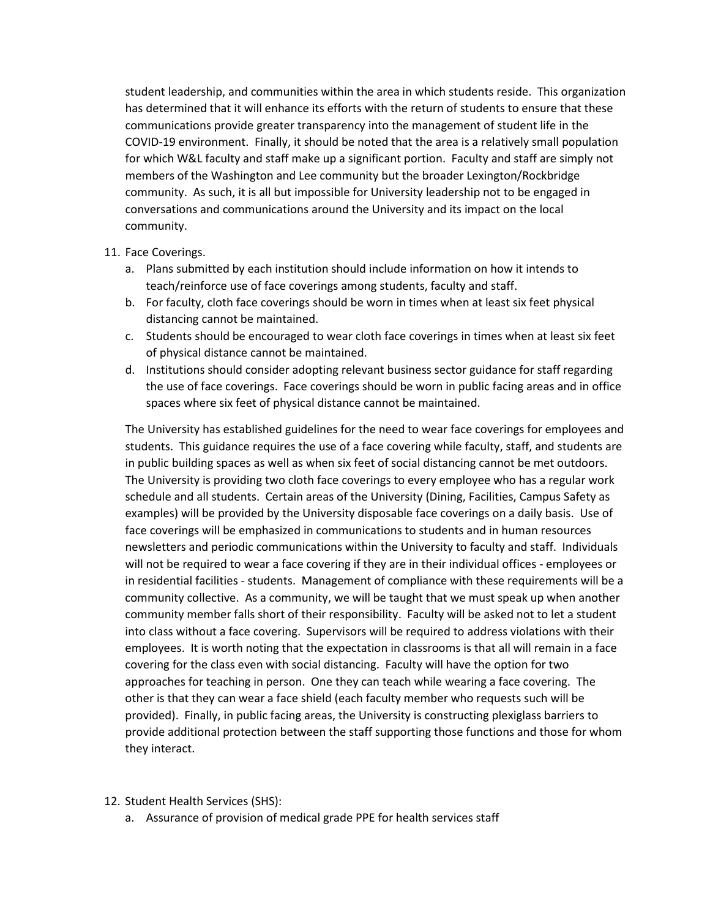student leadership, and communities within the area in which students reside. This organization has determined that it will enhance its efforts with the return of students to ensure that these communications provide greater transparency into the management of student life in the COVID-19 environment. Finally, it should be noted that the area is a relatively small population for which W&L faculty and staff make up a significant portion. Faculty and staff are simply not members of the Washington and Lee community but the broader Lexington/Rockbridge community. As such, it is all but impossible for University leadership not to be engaged in conversations and communications around the University and its impact on the local community.

11. Face Coverings.
    a. Plans submitted by each institution should include information on how it intends to teach/reinforce use of face coverings among students, faculty and staff.
    b. For faculty, cloth face coverings should be worn in times when at least six feet physical distancing cannot be maintained.
    c. Students should be encouraged to wear cloth face coverings in times when at least six feet of physical distance cannot be maintained.
    d. Institutions should consider adopting relevant business sector guidance for staff regarding the use of face coverings. Face coverings should be worn in public facing areas and in office spaces where six feet of physical distance cannot be maintained.

    The University has established guidelines for the need to wear face coverings for employees and students. This guidance requires the use of a face covering while faculty, staff, and students are in public building spaces as well as when six feet of social distancing cannot be met outdoors. The University is providing two cloth face coverings to every employee who has a regular work schedule and all students. Certain areas of the University (Dining, Facilities, Campus Safety as examples) will be provided by the University disposable face coverings on a daily basis. Use of face coverings will be emphasized in communications to students and in human resources newsletters and periodic communications within the University to faculty and staff. Individuals will not be required to wear a face covering if they are in their individual offices - employees or in residential facilities - students. Management of compliance with these requirements will be a community collective. As a community, we will be taught that we must speak up when another community member falls short of their responsibility. Faculty will be asked not to let a student into class without a face covering. Supervisors will be required to address violations with their employees. It is worth noting that the expectation in classrooms is that all will remain in a face covering for the class even with social distancing. Faculty will have the option for two approaches for teaching in person. One they can teach while wearing a face covering. The other is that they can wear a face shield (each faculty member who requests such will be provided). Finally, in public facing areas, the University is constructing plexiglass barriers to provide additional protection between the staff supporting those functions and those for whom they interact.

12. Student Health Services (SHS):
    a. Assurance of provision of medical grade PPE for health services staff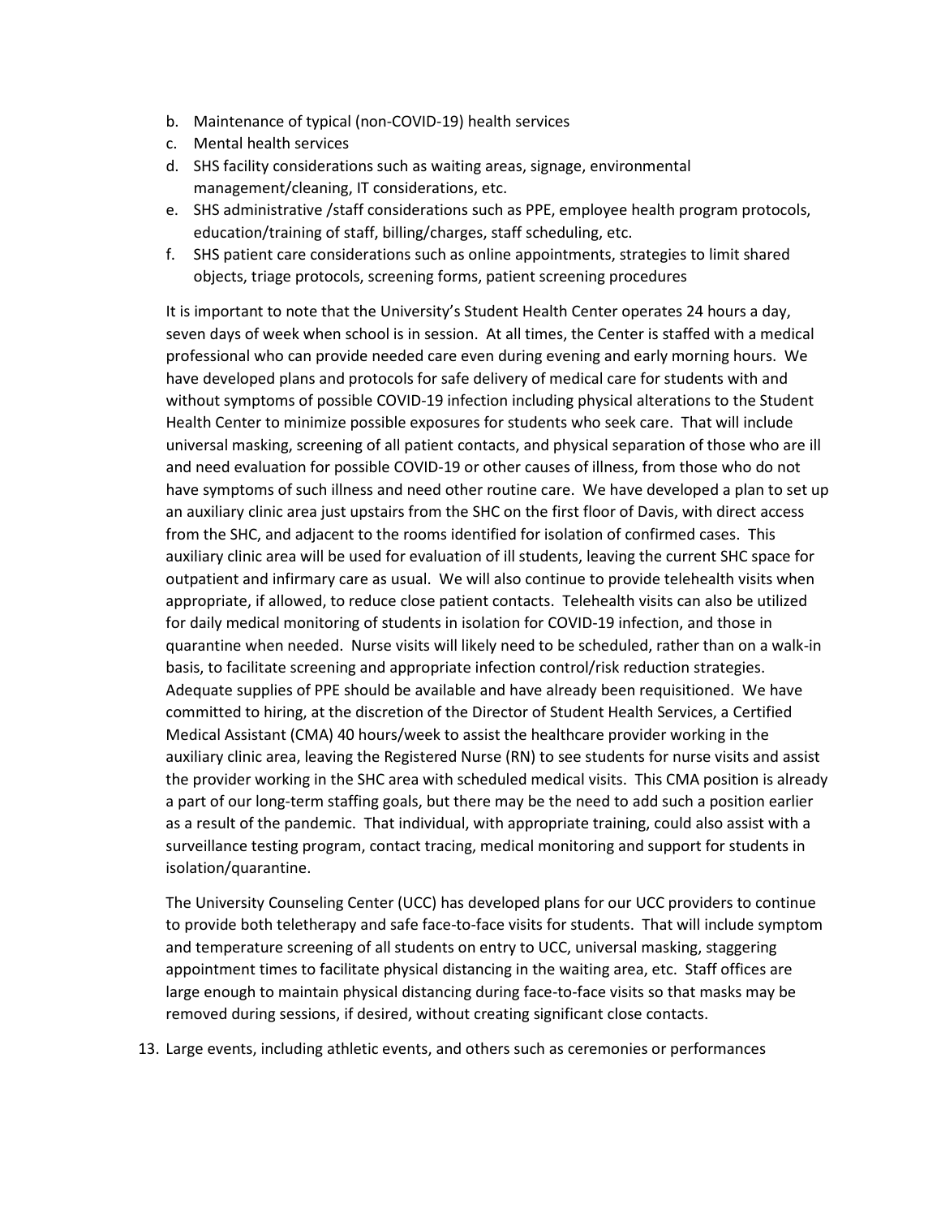b. Maintenance of typical (non-COVID-19) health services
c. Mental health services
d. SHS facility considerations such as waiting areas, signage, environmental management/cleaning, IT considerations, etc.
e. SHS administrative /staff considerations such as PPE, employee health program protocols, education/training of staff, billing/charges, staff scheduling, etc.
f. SHS patient care considerations such as online appointments, strategies to limit shared objects, triage protocols, screening forms, patient screening procedures

It is important to note that the University's Student Health Center operates 24 hours a day, seven days of week when school is in session. At all times, the Center is staffed with a medical professional who can provide needed care even during evening and early morning hours. We have developed plans and protocols for safe delivery of medical care for students with and without symptoms of possible COVID-19 infection including physical alterations to the Student Health Center to minimize possible exposures for students who seek care. That will include universal masking, screening of all patient contacts, and physical separation of those who are ill and need evaluation for possible COVID-19 or other causes of illness, from those who do not have symptoms of such illness and need other routine care. We have developed a plan to set up an auxiliary clinic area just upstairs from the SHC on the first floor of Davis, with direct access from the SHC, and adjacent to the rooms identified for isolation of confirmed cases. This auxiliary clinic area will be used for evaluation of ill students, leaving the current SHC space for outpatient and infirmary care as usual. We will also continue to provide telehealth visits when appropriate, if allowed, to reduce close patient contacts. Telehealth visits can also be utilized for daily medical monitoring of students in isolation for COVID-19 infection, and those in quarantine when needed. Nurse visits will likely need to be scheduled, rather than on a walk-in basis, to facilitate screening and appropriate infection control/risk reduction strategies. Adequate supplies of PPE should be available and have already been requisitioned. We have committed to hiring, at the discretion of the Director of Student Health Services, a Certified Medical Assistant (CMA) 40 hours/week to assist the healthcare provider working in the auxiliary clinic area, leaving the Registered Nurse (RN) to see students for nurse visits and assist the provider working in the SHC area with scheduled medical visits. This CMA position is already a part of our long-term staffing goals, but there may be the need to add such a position earlier as a result of the pandemic. That individual, with appropriate training, could also assist with a surveillance testing program, contact tracing, medical monitoring and support for students in isolation/quarantine.

The University Counseling Center (UCC) has developed plans for our UCC providers to continue to provide both teletherapy and safe face-to-face visits for students. That will include symptom and temperature screening of all students on entry to UCC, universal masking, staggering appointment times to facilitate physical distancing in the waiting area, etc. Staff offices are large enough to maintain physical distancing during face-to-face visits so that masks may be removed during sessions, if desired, without creating significant close contacts.

13. Large events, including athletic events, and others such as ceremonies or performances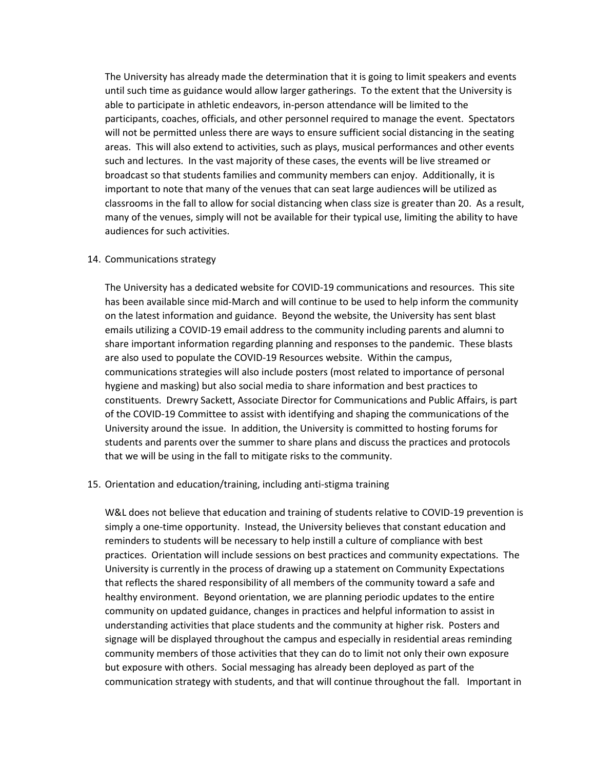The University has already made the determination that it is going to limit speakers and events until such time as guidance would allow larger gatherings. To the extent that the University is able to participate in athletic endeavors, in-person attendance will be limited to the participants, coaches, officials, and other personnel required to manage the event. Spectators will not be permitted unless there are ways to ensure sufficient social distancing in the seating areas. This will also extend to activities, such as plays, musical performances and other events such and lectures. In the vast majority of these cases, the events will be live streamed or broadcast so that students families and community members can enjoy. Additionally, it is important to note that many of the venues that can seat large audiences will be utilized as classrooms in the fall to allow for social distancing when class size is greater than 20. As a result, many of the venues, simply will not be available for their typical use, limiting the ability to have audiences for such activities.

14. Communications strategy

The University has a dedicated website for COVID-19 communications and resources. This site has been available since mid-March and will continue to be used to help inform the community on the latest information and guidance. Beyond the website, the University has sent blast emails utilizing a COVID-19 email address to the community including parents and alumni to share important information regarding planning and responses to the pandemic. These blasts are also used to populate the COVID-19 Resources website. Within the campus, communications strategies will also include posters (most related to importance of personal hygiene and masking) but also social media to share information and best practices to constituents. Drewry Sackett, Associate Director for Communications and Public Affairs, is part of the COVID-19 Committee to assist with identifying and shaping the communications of the University around the issue. In addition, the University is committed to hosting forums for students and parents over the summer to share plans and discuss the practices and protocols that we will be using in the fall to mitigate risks to the community.

15. Orientation and education/training, including anti-stigma training

W&L does not believe that education and training of students relative to COVID-19 prevention is simply a one-time opportunity. Instead, the University believes that constant education and reminders to students will be necessary to help instill a culture of compliance with best practices. Orientation will include sessions on best practices and community expectations. The University is currently in the process of drawing up a statement on Community Expectations that reflects the shared responsibility of all members of the community toward a safe and healthy environment. Beyond orientation, we are planning periodic updates to the entire community on updated guidance, changes in practices and helpful information to assist in understanding activities that place students and the community at higher risk. Posters and signage will be displayed throughout the campus and especially in residential areas reminding community members of those activities that they can do to limit not only their own exposure but exposure with others. Social messaging has already been deployed as part of the communication strategy with students, and that will continue throughout the fall. Important in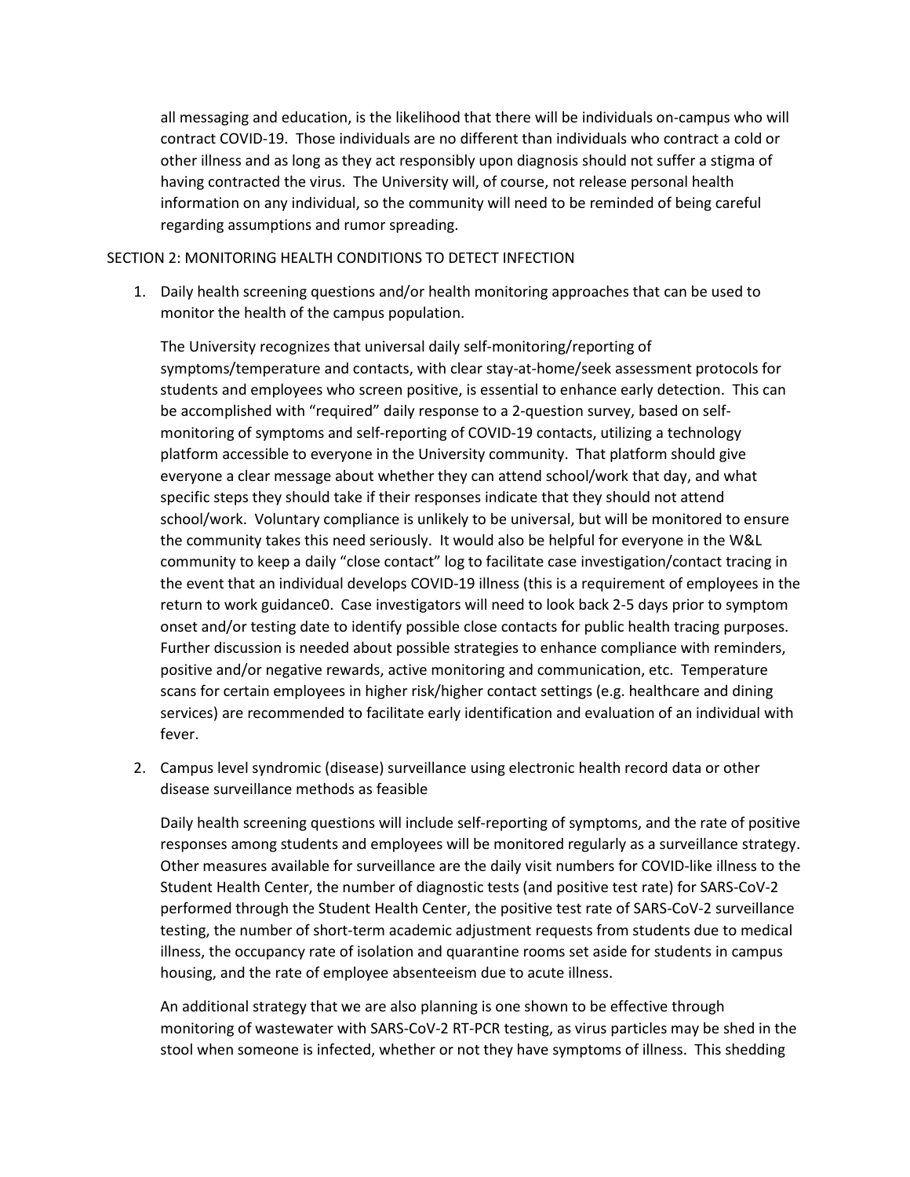all messaging and education, is the likelihood that there will be individuals on-campus who will contract COVID-19. Those individuals are no different than individuals who contract a cold or other illness and as long as they act responsibly upon diagnosis should not suffer a stigma of having contracted the virus. The University will, of course, not release personal health information on any individual, so the community will need to be reminded of being careful regarding assumptions and rumor spreading.

## SECTION 2: MONITORING HEALTH CONDITIONS TO DETECT INFECTION

1. Daily health screening questions and/or health monitoring approaches that can be used to monitor the health of the campus population.

   The University recognizes that universal daily self-monitoring/reporting of symptoms/temperature and contacts, with clear stay-at-home/seek assessment protocols for students and employees who screen positive, is essential to enhance early detection. This can be accomplished with "required" daily response to a 2-question survey, based on self-monitoring of symptoms and self-reporting of COVID-19 contacts, utilizing a technology platform accessible to everyone in the University community. That platform should give everyone a clear message about whether they can attend school/work that day, and what specific steps they should take if their responses indicate that they should not attend school/work. Voluntary compliance is unlikely to be universal, but will be monitored to ensure the community takes this need seriously. It would also be helpful for everyone in the W&L community to keep a daily "close contact" log to facilitate case investigation/contact tracing in the event that an individual develops COVID-19 illness (this is a requirement of employees in the return to work guidance0. Case investigators will need to look back 2-5 days prior to symptom onset and/or testing date to identify possible close contacts for public health tracing purposes. Further discussion is needed about possible strategies to enhance compliance with reminders, positive and/or negative rewards, active monitoring and communication, etc. Temperature scans for certain employees in higher risk/higher contact settings (e.g. healthcare and dining services) are recommended to facilitate early identification and evaluation of an individual with fever.

2. Campus level syndromic (disease) surveillance using electronic health record data or other disease surveillance methods as feasible

   Daily health screening questions will include self-reporting of symptoms, and the rate of positive responses among students and employees will be monitored regularly as a surveillance strategy. Other measures available for surveillance are the daily visit numbers for COVID-like illness to the Student Health Center, the number of diagnostic tests (and positive test rate) for SARS-CoV-2 performed through the Student Health Center, the positive test rate of SARS-CoV-2 surveillance testing, the number of short-term academic adjustment requests from students due to medical illness, the occupancy rate of isolation and quarantine rooms set aside for students in campus housing, and the rate of employee absenteeism due to acute illness.

   An additional strategy that we are also planning is one shown to be effective through monitoring of wastewater with SARS-CoV-2 RT-PCR testing, as virus particles may be shed in the stool when someone is infected, whether or not they have symptoms of illness. This shedding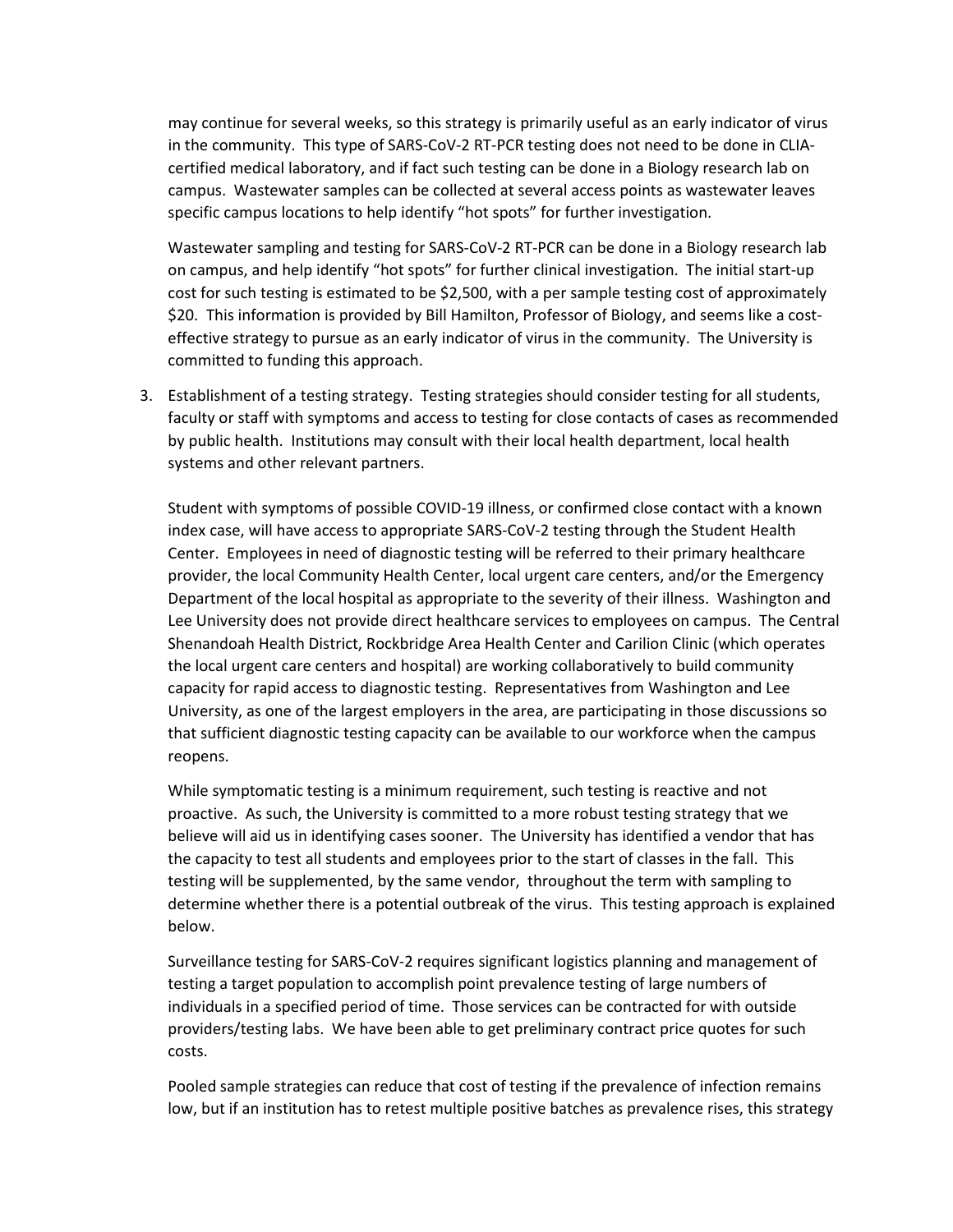may continue for several weeks, so this strategy is primarily useful as an early indicator of virus in the community. This type of SARS-CoV-2 RT-PCR testing does not need to be done in CLIA-certified medical laboratory, and if fact such testing can be done in a Biology research lab on campus. Wastewater samples can be collected at several access points as wastewater leaves specific campus locations to help identify "hot spots" for further investigation.

Wastewater sampling and testing for SARS-CoV-2 RT-PCR can be done in a Biology research lab on campus, and help identify "hot spots" for further clinical investigation. The initial start-up cost for such testing is estimated to be $2,500, with a per sample testing cost of approximately $20. This information is provided by Bill Hamilton, Professor of Biology, and seems like a cost-effective strategy to pursue as an early indicator of virus in the community. The University is committed to funding this approach.

3. Establishment of a testing strategy. Testing strategies should consider testing for all students, faculty or staff with symptoms and access to testing for close contacts of cases as recommended by public health. Institutions may consult with their local health department, local health systems and other relevant partners.

   Student with symptoms of possible COVID-19 illness, or confirmed close contact with a known index case, will have access to appropriate SARS-CoV-2 testing through the Student Health Center. Employees in need of diagnostic testing will be referred to their primary healthcare provider, the local Community Health Center, local urgent care centers, and/or the Emergency Department of the local hospital as appropriate to the severity of their illness. Washington and Lee University does not provide direct healthcare services to employees on campus. The Central Shenandoah Health District, Rockbridge Area Health Center and Carilion Clinic (which operates the local urgent care centers and hospital) are working collaboratively to build community capacity for rapid access to diagnostic testing. Representatives from Washington and Lee University, as one of the largest employers in the area, are participating in those discussions so that sufficient diagnostic testing capacity can be available to our workforce when the campus reopens.

   While symptomatic testing is a minimum requirement, such testing is reactive and not proactive. As such, the University is committed to a more robust testing strategy that we believe will aid us in identifying cases sooner. The University has identified a vendor that has the capacity to test all students and employees prior to the start of classes in the fall. This testing will be supplemented, by the same vendor, throughout the term with sampling to determine whether there is a potential outbreak of the virus. This testing approach is explained below.

   Surveillance testing for SARS-CoV-2 requires significant logistics planning and management of testing a target population to accomplish point prevalence testing of large numbers of individuals in a specified period of time. Those services can be contracted for with outside providers/testing labs. We have been able to get preliminary contract price quotes for such costs.

   Pooled sample strategies can reduce that cost of testing if the prevalence of infection remains low, but if an institution has to retest multiple positive batches as prevalence rises, this strategy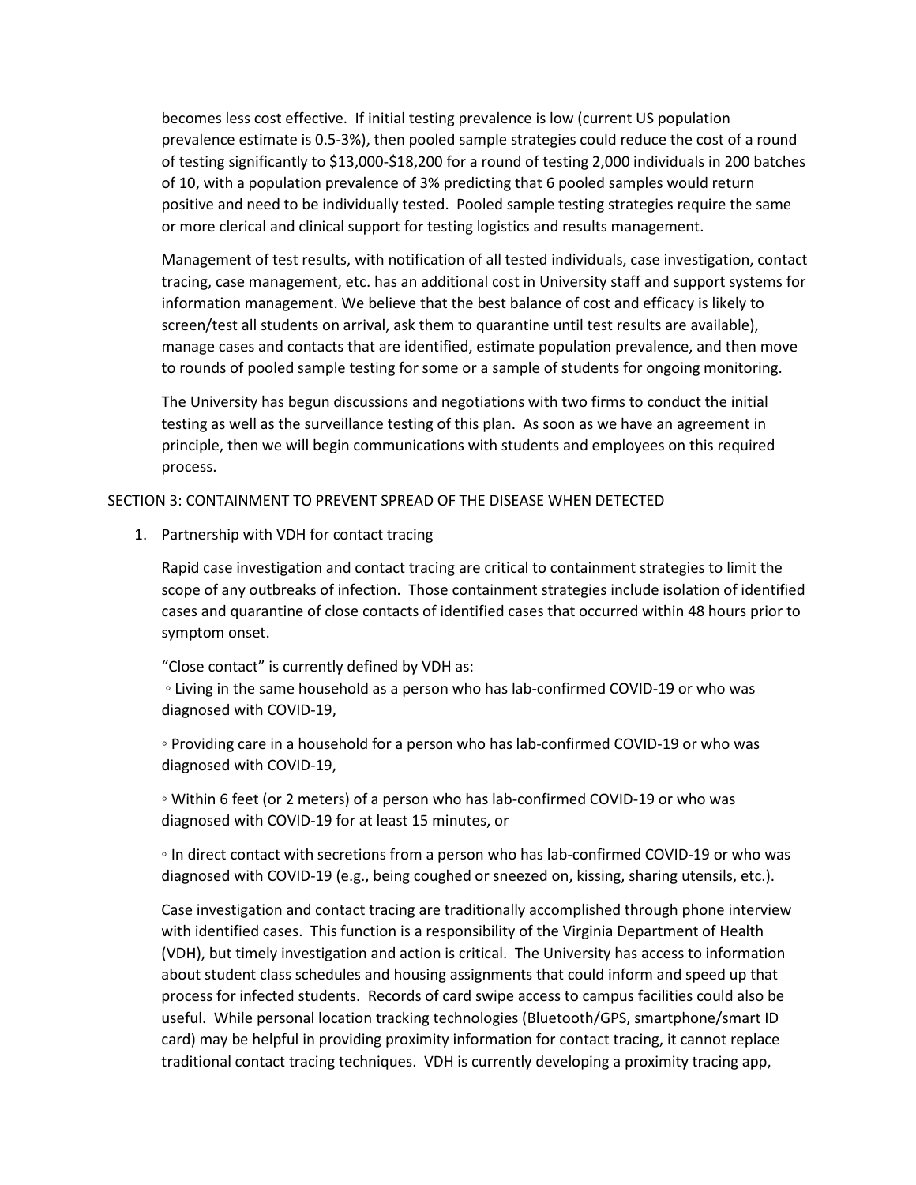becomes less cost effective. If initial testing prevalence is low (current US population prevalence estimate is 0.5-3%), then pooled sample strategies could reduce the cost of a round of testing significantly to $13,000-$18,200 for a round of testing 2,000 individuals in 200 batches of 10, with a population prevalence of 3% predicting that 6 pooled samples would return positive and need to be individually tested. Pooled sample testing strategies require the same or more clerical and clinical support for testing logistics and results management.

Management of test results, with notification of all tested individuals, case investigation, contact tracing, case management, etc. has an additional cost in University staff and support systems for information management. We believe that the best balance of cost and efficacy is likely to screen/test all students on arrival, ask them to quarantine until test results are available), manage cases and contacts that are identified, estimate population prevalence, and then move to rounds of pooled sample testing for some or a sample of students for ongoing monitoring.

The University has begun discussions and negotiations with two firms to conduct the initial testing as well as the surveillance testing of this plan. As soon as we have an agreement in principle, then we will begin communications with students and employees on this required process.

## SECTION 3: CONTAINMENT TO PREVENT SPREAD OF THE DISEASE WHEN DETECTED

1. Partnership with VDH for contact tracing

   Rapid case investigation and contact tracing are critical to containment strategies to limit the scope of any outbreaks of infection. Those containment strategies include isolation of identified cases and quarantine of close contacts of identified cases that occurred within 48 hours prior to symptom onset.

   "Close contact" is currently defined by VDH as:

   ◦ Living in the same household as a person who has lab-confirmed COVID-19 or who was diagnosed with COVID-19,

   ◦ Providing care in a household for a person who has lab-confirmed COVID-19 or who was diagnosed with COVID-19,

   ◦ Within 6 feet (or 2 meters) of a person who has lab-confirmed COVID-19 or who was diagnosed with COVID-19 for at least 15 minutes, or

   ◦ In direct contact with secretions from a person who has lab-confirmed COVID-19 or who was diagnosed with COVID-19 (e.g., being coughed or sneezed on, kissing, sharing utensils, etc.).

   Case investigation and contact tracing are traditionally accomplished through phone interview with identified cases. This function is a responsibility of the Virginia Department of Health (VDH), but timely investigation and action is critical. The University has access to information about student class schedules and housing assignments that could inform and speed up that process for infected students. Records of card swipe access to campus facilities could also be useful. While personal location tracking technologies (Bluetooth/GPS, smartphone/smart ID card) may be helpful in providing proximity information for contact tracing, it cannot replace traditional contact tracing techniques. VDH is currently developing a proximity tracing app,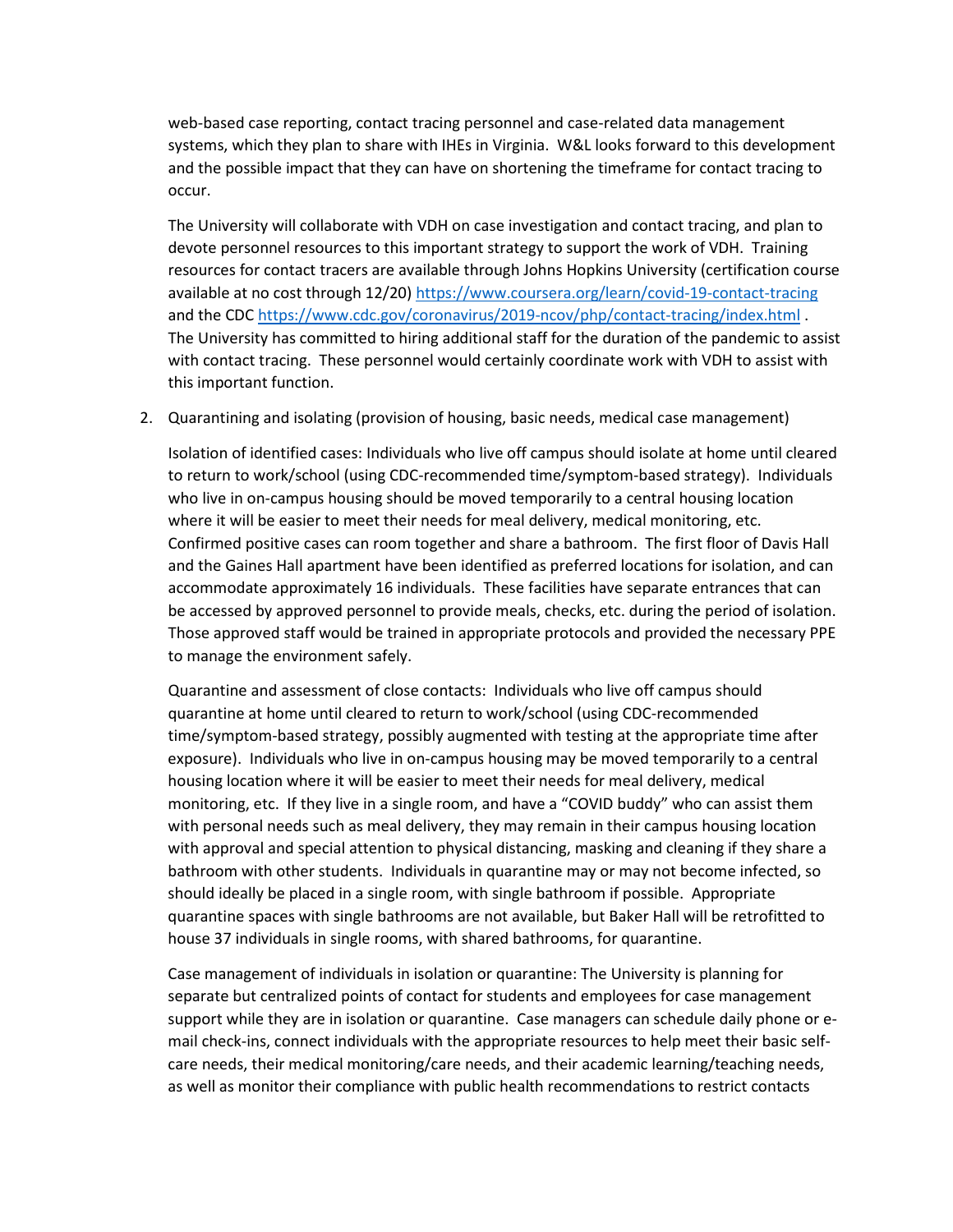web-based case reporting, contact tracing personnel and case-related data management systems, which they plan to share with IHEs in Virginia. W&L looks forward to this development and the possible impact that they can have on shortening the timeframe for contact tracing to occur.

The University will collaborate with VDH on case investigation and contact tracing, and plan to devote personnel resources to this important strategy to support the work of VDH. Training resources for contact tracers are available through Johns Hopkins University (certification course available at no cost through 12/20) https://www.coursera.org/learn/covid-19-contact-tracing and the CDC https://www.cdc.gov/coronavirus/2019-ncov/php/contact-tracing/index.html . The University has committed to hiring additional staff for the duration of the pandemic to assist with contact tracing. These personnel would certainly coordinate work with VDH to assist with this important function.

2. Quarantining and isolating (provision of housing, basic needs, medical case management)

   Isolation of identified cases: Individuals who live off campus should isolate at home until cleared to return to work/school (using CDC-recommended time/symptom-based strategy). Individuals who live in on-campus housing should be moved temporarily to a central housing location where it will be easier to meet their needs for meal delivery, medical monitoring, etc. Confirmed positive cases can room together and share a bathroom. The first floor of Davis Hall and the Gaines Hall apartment have been identified as preferred locations for isolation, and can accommodate approximately 16 individuals. These facilities have separate entrances that can be accessed by approved personnel to provide meals, checks, etc. during the period of isolation. Those approved staff would be trained in appropriate protocols and provided the necessary PPE to manage the environment safely.

   Quarantine and assessment of close contacts: Individuals who live off campus should quarantine at home until cleared to return to work/school (using CDC-recommended time/symptom-based strategy, possibly augmented with testing at the appropriate time after exposure). Individuals who live in on-campus housing may be moved temporarily to a central housing location where it will be easier to meet their needs for meal delivery, medical monitoring, etc. If they live in a single room, and have a "COVID buddy" who can assist them with personal needs such as meal delivery, they may remain in their campus housing location with approval and special attention to physical distancing, masking and cleaning if they share a bathroom with other students. Individuals in quarantine may or may not become infected, so should ideally be placed in a single room, with single bathroom if possible. Appropriate quarantine spaces with single bathrooms are not available, but Baker Hall will be retrofitted to house 37 individuals in single rooms, with shared bathrooms, for quarantine.

   Case management of individuals in isolation or quarantine: The University is planning for separate but centralized points of contact for students and employees for case management support while they are in isolation or quarantine. Case managers can schedule daily phone or e-mail check-ins, connect individuals with the appropriate resources to help meet their basic self-care needs, their medical monitoring/care needs, and their academic learning/teaching needs, as well as monitor their compliance with public health recommendations to restrict contacts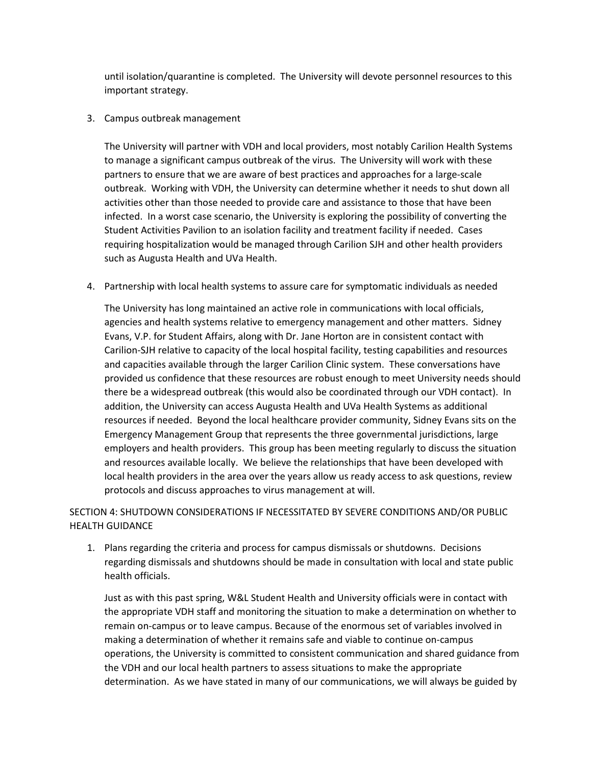until isolation/quarantine is completed. The University will devote personnel resources to this important strategy.

3. Campus outbreak management

   The University will partner with VDH and local providers, most notably Carilion Health Systems to manage a significant campus outbreak of the virus. The University will work with these partners to ensure that we are aware of best practices and approaches for a large-scale outbreak. Working with VDH, the University can determine whether it needs to shut down all activities other than those needed to provide care and assistance to those that have been infected. In a worst case scenario, the University is exploring the possibility of converting the Student Activities Pavilion to an isolation facility and treatment facility if needed. Cases requiring hospitalization would be managed through Carilion SJH and other health providers such as Augusta Health and UVa Health.

4. Partnership with local health systems to assure care for symptomatic individuals as needed

   The University has long maintained an active role in communications with local officials, agencies and health systems relative to emergency management and other matters. Sidney Evans, V.P. for Student Affairs, along with Dr. Jane Horton are in consistent contact with Carilion-SJH relative to capacity of the local hospital facility, testing capabilities and resources and capacities available through the larger Carilion Clinic system. These conversations have provided us confidence that these resources are robust enough to meet University needs should there be a widespread outbreak (this would also be coordinated through our VDH contact). In addition, the University can access Augusta Health and UVa Health Systems as additional resources if needed. Beyond the local healthcare provider community, Sidney Evans sits on the Emergency Management Group that represents the three governmental jurisdictions, large employers and health providers. This group has been meeting regularly to discuss the situation and resources available locally. We believe the relationships that have been developed with local health providers in the area over the years allow us ready access to ask questions, review protocols and discuss approaches to virus management at will.

## SECTION 4: SHUTDOWN CONSIDERATIONS IF NECESSITATED BY SEVERE CONDITIONS AND/OR PUBLIC HEALTH GUIDANCE

1. Plans regarding the criteria and process for campus dismissals or shutdowns. Decisions regarding dismissals and shutdowns should be made in consultation with local and state public health officials.

   Just as with this past spring, W&L Student Health and University officials were in contact with the appropriate VDH staff and monitoring the situation to make a determination on whether to remain on-campus or to leave campus. Because of the enormous set of variables involved in making a determination of whether it remains safe and viable to continue on-campus operations, the University is committed to consistent communication and shared guidance from the VDH and our local health partners to assess situations to make the appropriate determination. As we have stated in many of our communications, we will always be guided by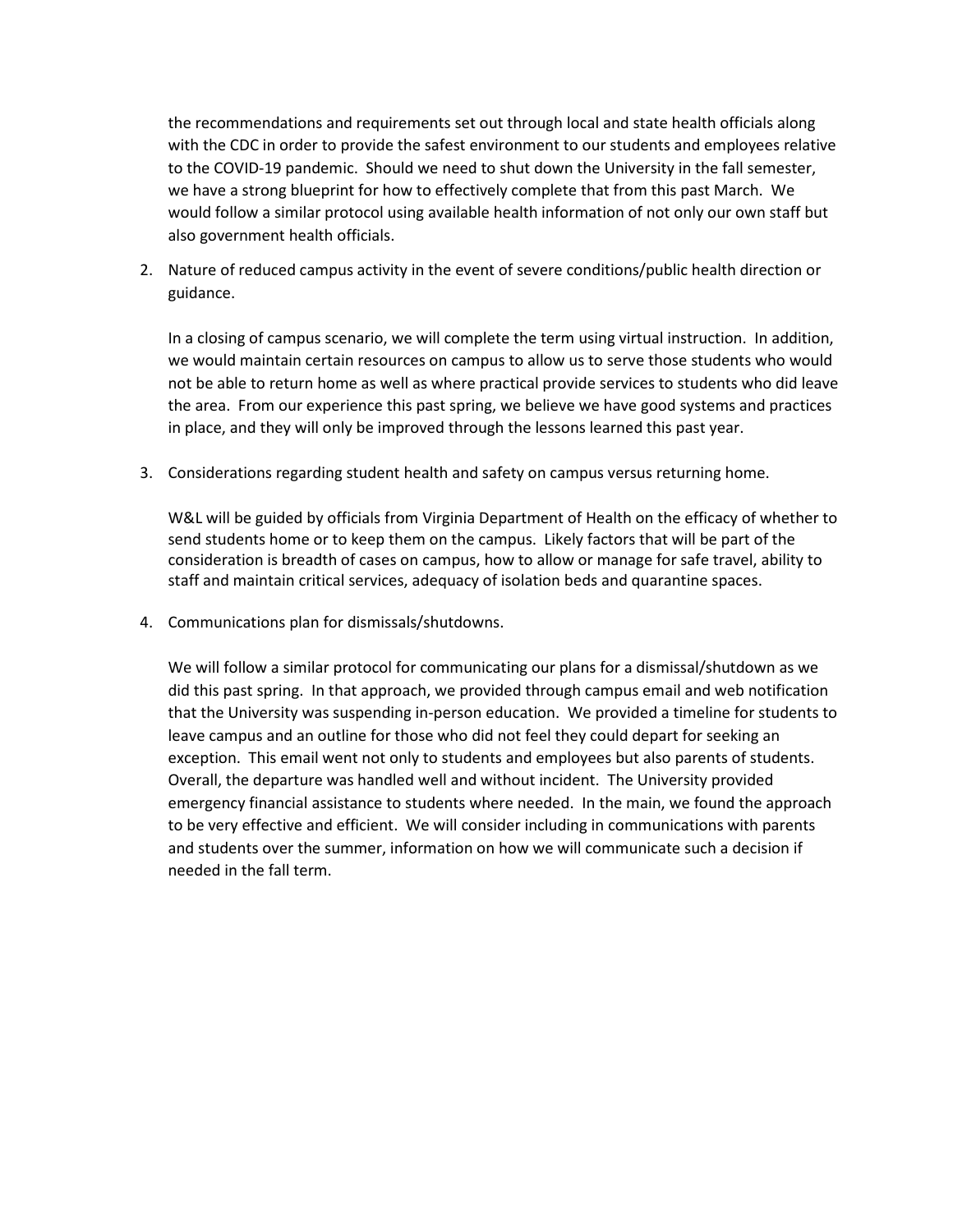the recommendations and requirements set out through local and state health officials along with the CDC in order to provide the safest environment to our students and employees relative to the COVID-19 pandemic. Should we need to shut down the University in the fall semester, we have a strong blueprint for how to effectively complete that from this past March. We would follow a similar protocol using available health information of not only our own staff but also government health officials.

2. Nature of reduced campus activity in the event of severe conditions/public health direction or guidance.

   In a closing of campus scenario, we will complete the term using virtual instruction. In addition, we would maintain certain resources on campus to allow us to serve those students who would not be able to return home as well as where practical provide services to students who did leave the area. From our experience this past spring, we believe we have good systems and practices in place, and they will only be improved through the lessons learned this past year.

3. Considerations regarding student health and safety on campus versus returning home.

   W&L will be guided by officials from Virginia Department of Health on the efficacy of whether to send students home or to keep them on the campus. Likely factors that will be part of the consideration is breadth of cases on campus, how to allow or manage for safe travel, ability to staff and maintain critical services, adequacy of isolation beds and quarantine spaces.

4. Communications plan for dismissals/shutdowns.

   We will follow a similar protocol for communicating our plans for a dismissal/shutdown as we did this past spring. In that approach, we provided through campus email and web notification that the University was suspending in-person education. We provided a timeline for students to leave campus and an outline for those who did not feel they could depart for seeking an exception. This email went not only to students and employees but also parents of students. Overall, the departure was handled well and without incident. The University provided emergency financial assistance to students where needed. In the main, we found the approach to be very effective and efficient. We will consider including in communications with parents and students over the summer, information on how we will communicate such a decision if needed in the fall term.